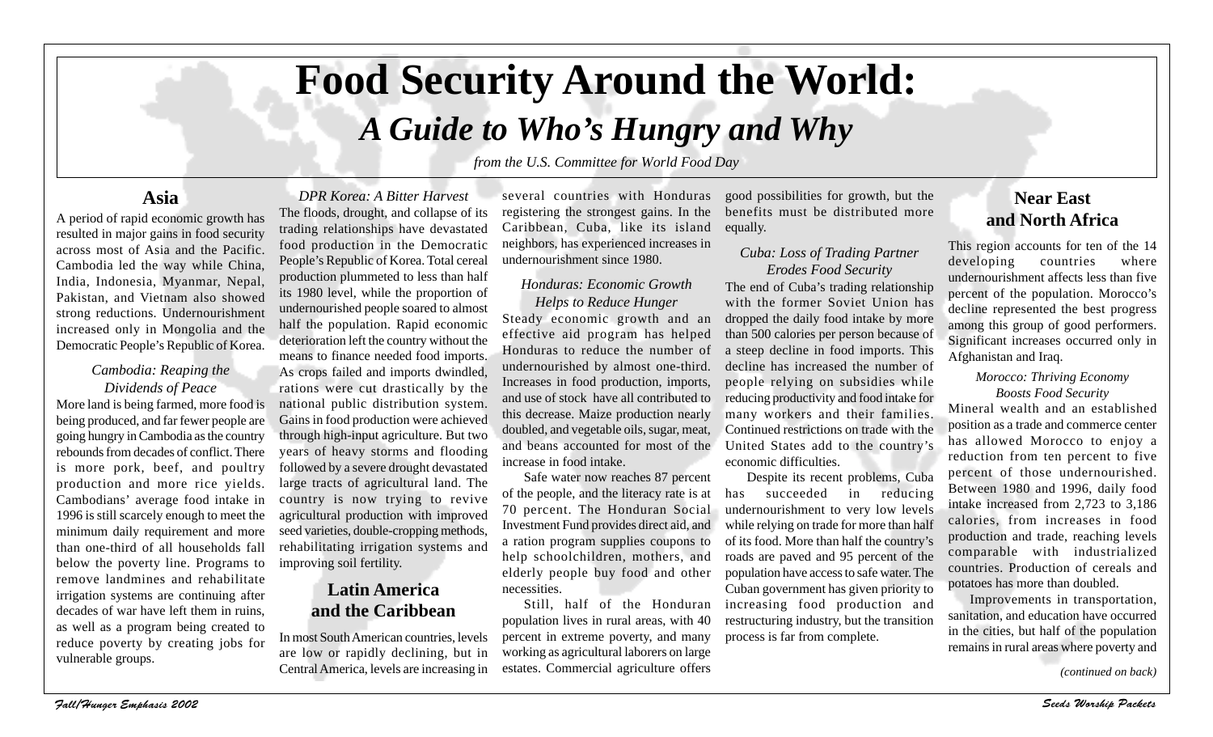# Food Security Around the World:

## *A Guide to Who's Hungry and Why*

*from the U.S. Committee for World Food Day*

## Asia

A period of rapid economic growth has resulted in major gains in food security across most of Asia and the Pacific. Cambodia led the way while China, India, Indonesia, Myanmar, Nepal, Pakistan, and Vietnam also showed strong reductions. Undernourishment increased only in Mongolia and the Democratic People's Republic of Korea.

### *Cambodia: Reaping the Dividends of Peace*

More land is being farmed, more food is being produced, and far fewer people are going hungry in Cambodia as the country rebounds from decades of conflict. There is more pork, beef, and poultry production and more rice yields. Cambodians' average food intake in 1996 is still scarcely enough to meet the minimum daily requirement and more than one-third of all households fall below the poverty line. Programs to remove landmines and rehabilitate irrigation systems are continuing after decades of war have left them in ruins, as well as a program being created to reduce poverty by creating jobs for vulnerable groups.

### *DPR Korea: A Bitter Harvest*

The floods, drought, and collapse of its trading relationships have devastated food production in the Democratic People's Republic of Korea. Total cereal production plummeted to less than half its 1980 level, while the proportion of undernourished people soared to almost half the population. Rapid economic deterioration left the country without the means to finance needed food imports. As crops failed and imports dwindled, rations were cut drastically by the national public distribution system. Gains in food production were achieved through high-input agriculture. But two years of heavy storms and flooding followed by a severe drought devastated large tracts of agricultural land. The country is now trying to revive agricultural production with improved seed varieties, double-cropping methods, rehabilitating irrigation systems and improving soil fertility.

## Latin America and the Caribbean

In most South American countries, levels are low or rapidly declining, but in Central America, levels are increasing in several countries with Honduras registering the strongest gains. In the Caribbean, Cuba, like its island neighbors, has experienced increases in undernourishment since 1980.

### *Honduras: Economic Growth Helps to Reduce Hunger*

Steady economic growth and an effective aid program has helped Honduras to reduce the number of undernourished by almost one-third. Increases in food production, imports, and use of stock have all contributed to this decrease. Maize production nearly doubled, and vegetable oils, sugar, meat, and beans accounted for most of the increase in food intake.

Safe water now reaches 87 percent of the people, and the literacy rate is at 70 percent. The Honduran Social Investment Fund provides direct aid, and a ration program supplies coupons to help schoolchildren, mothers, and elderly people buy food and other necessities.

Still, half of the Honduran population lives in rural areas, with 40 percent in extreme poverty, and many working as agricultural laborers on large estates. Commercial agriculture offers good possibilities for growth, but the benefits must be distributed more equally.

### *Cuba: Loss of Trading Partner Erodes Food Security*

The end of Cuba's trading relationship with the former Soviet Union has dropped the daily food intake by more than 500 calories per person because of a steep decline in food imports. This decline has increased the number of people relying on subsidies while reducing productivity and food intake for many workers and their families. Continued restrictions on trade with the United States add to the country's economic difficulties.

Despite its recent problems, Cuba has succeeded in reducing undernourishment to very low levels while relying on trade for more than half of its food. More than half the country's roads are paved and 95 percent of the population have access to safe water. The Cuban government has given priority to increasing food production and restructuring industry, but the transition process is far from complete.

## Near East and North Africa

This region accounts for ten of the 14 developing countries where undernourishment affects less than five percent of the population. Morocco's decline represented the best progress among this group of good performers. Significant increases occurred only in Afghanistan and Iraq.

### *Morocco: Thriving Economy Boosts Food Security*

Mineral wealth and an established position as a trade and commerce center has allowed Morocco to enjoy a reduction from ten percent to five percent of those undernourished. Between 1980 and 1996, daily food intake increased from 2,723 to 3,186 calories, from increases in food production and trade, reaching levels comparable with industrialized countries. Production of cereals and potatoes has more than doubled.

Improvements in transportation, sanitation, and education have occurred in the cities, but half of the population remains in rural areas where poverty and

*(continued on back)*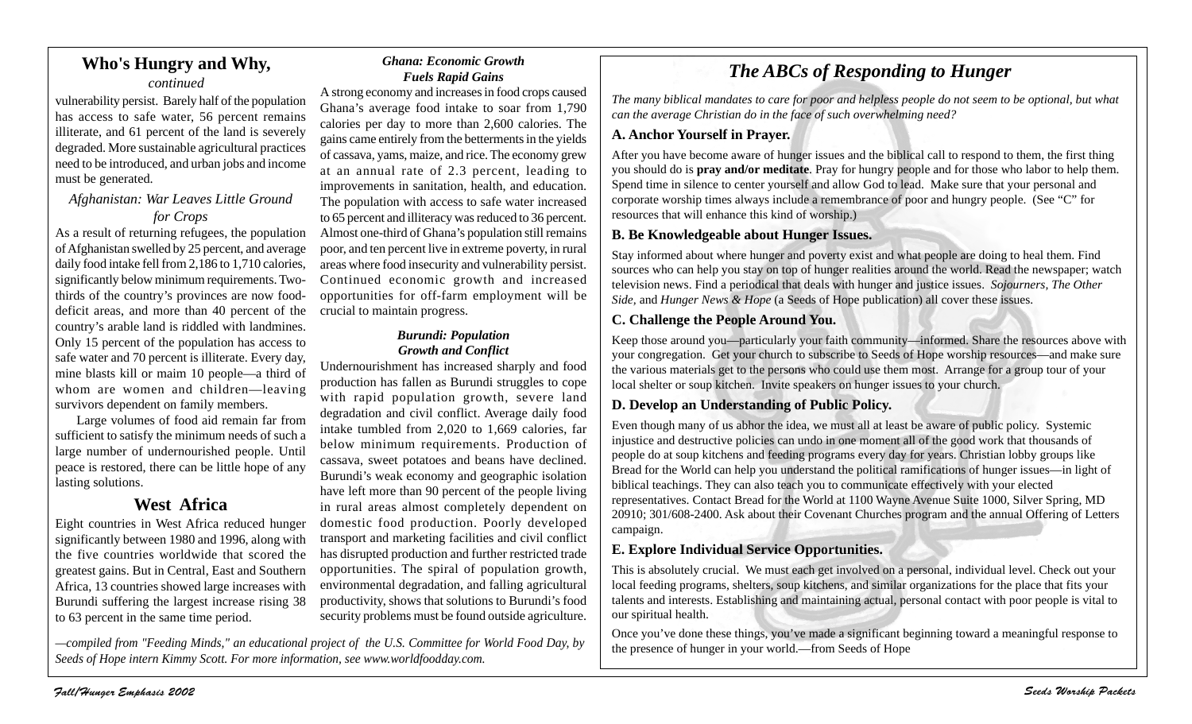## Who's Hungry and Why,

*continued*

vulnerability persist. Barely half of the population has access to safe water, 56 percent remains illiterate, and 61 percent of the land is severely degraded. More sustainable agricultural practices need to be introduced, and urban jobs and income must be generated.

### *Afghanistan: War Leaves Little Ground for Crops*

As a result of returning refugees, the population of Afghanistan swelled by 25 percent, and average daily food intake fell from 2,186 to 1,710 calories, significantly below minimum requirements. Two-thirds of the country's provinces are now food-deficit areas, and more than 40 percent of the country's arable land is riddled with landmines. Only 15 percent of the population has access to safe water and 70 percent is illiterate. Every day, mine blasts kill or maim 10 people—a third of whom are women and children—leaving survivors dependent on family members.

Large volumes of food aid remain far from sufficient to satisfy the minimum needs of such a large number of undernourished people. Until peace is restored, there can be little hope of any lasting solutions.

## West Africa

Eight countries in West Africa reduced hunger significantly between 1980 and 1996, along with the five countries worldwide that scored the greatest gains. But in Central, East and Southern Africa, 13 countries showed large increases with Burundi suffering the largest increase rising 38 to 63 percent in the same time period.

### *Ghana: Economic Growth Fuels Rapid Gains*

A strong economy and increases in food crops caused Ghana's average food intake to soar from 1,790 calories per day to more than 2,600 calories. The gains came entirely from the betterments in the yields of cassava, yams, maize, and rice. The economy grew at an annual rate of 2.3 percent, leading to improvements in sanitation, health, and education. The population with access to safe water increased to 65 percent and illiteracy was reduced to 36 percent. Almost one-third of Ghana's population still remains poor, and ten percent live in extreme poverty, in rural areas where food insecurity and vulnerability persist. Continued economic growth and increased opportunities for off-farm employment will be crucial to maintain progress.

### *Burundi: Population Growth and Conflict*

Undernourishment has increased sharply and food production has fallen as Burundi struggles to cope with rapid population growth, severe land degradation and civil conflict. Average daily food intake tumbled from 2,020 to 1,669 calories, far below minimum requirements. Production of cassava, sweet potatoes and beans have declined. Burundi's weak economy and geographic isolation have left more than 90 percent of the people living in rural areas almost completely dependent on domestic food production. Poorly developed transport and marketing facilities and civil conflict has disrupted production and further restricted trade opportunities. The spiral of population growth, environmental degradation, and falling agricultural productivity, shows that solutions to Burundi's food security problems must be found outside agriculture.

*—compiled from "Feeding Minds," an educational project of the U.S. Committee for World Food Day, by Seeds of Hope intern Kimmy Scott. For more information, see www.worldfoodday.com.*

## *The ABCs of Responding to Hunger*

*The many biblical mandates to care for poor and helpless people do not seem to be optional, but what can the average Christian do in the face of such overwhelming need?*

### A. Anchor Yourself in Prayer.

After you have become aware of hunger issues and the biblical call to respond to them, the first thing you should do is **pray and/or meditate**. Pray for hungry people and for those who labor to help them. Spend time in silence to center yourself and allow God to lead. Make sure that your personal and corporate worship times always include a remembrance of poor and hungry people. (See "C" for resources that will enhance this kind of worship.)

### B. Be Knowledgeable about Hunger Issues.

Stay informed about where hunger and poverty exist and what people are doing to heal them. Find sources who can help you stay on top of hunger realities around the world. Read the newspaper; watch television news. Find a periodical that deals with hunger and justice issues. *Sojourners, The Other Side,* and *Hunger News & Hope* (a Seeds of Hope publication) all cover these issues.

### C. Challenge the People Around You.

Keep those around you—particularly your faith community—informed. Share the resources above with your congregation. Get your church to subscribe to Seeds of Hope worship resources—and make sure the various materials get to the persons who could use them most. Arrange for a group tour of your local shelter or soup kitchen. Invite speakers on hunger issues to your church.

### D. Develop an Understanding of Public Policy.

Even though many of us abhor the idea, we must all at least be aware of public policy. Systemic injustice and destructive policies can undo in one moment all of the good work that thousands of people do at soup kitchens and feeding programs every day for years. Christian lobby groups like Bread for the World can help you understand the political ramifications of hunger issues—in light of biblical teachings. They can also teach you to communicate effectively with your elected representatives. Contact Bread for the World at 1100 Wayne Avenue Suite 1000, Silver Spring, MD 20910; 301/608-2400. Ask about their Covenant Churches program and the annual Offering of Letters campaign.

### E. Explore Individual Service Opportunities.

This is absolutely crucial. We must each get involved on a personal, individual level. Check out your local feeding programs, shelters, soup kitchens, and similar organizations for the place that fits your talents and interests. Establishing and maintaining actual, personal contact with poor people is vital to our spiritual health.

Once you've done these things, you've made a significant beginning toward a meaningful response to the presence of hunger in your world.—from Seeds of Hope